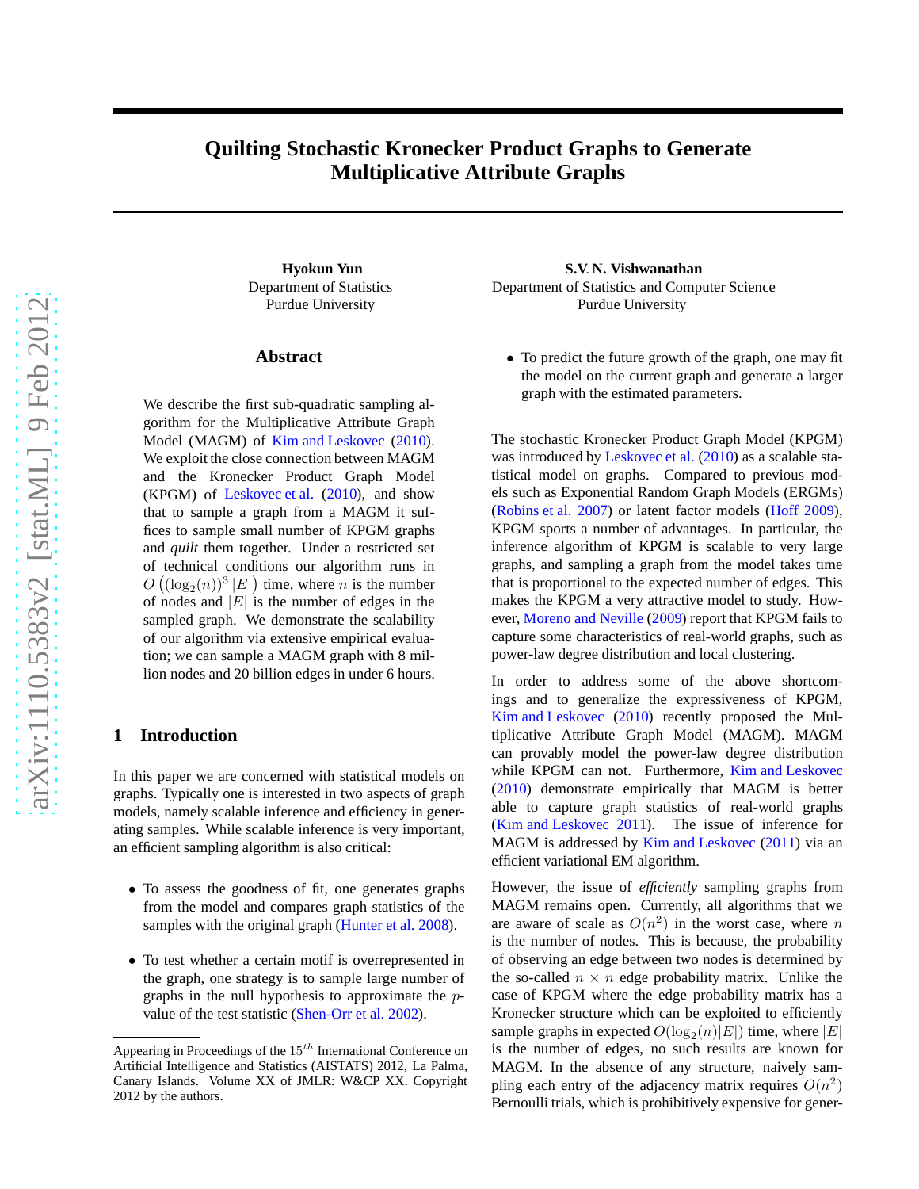# Quilting Stochastic Kronecker Product Graphs to Generate Multiplicative Attribute Graphs

**Hyokun Yun**
Department of Statistics
Purdue University

**S.V. N. Vishwanathan**
Department of Statistics and Computer Science
Purdue University

## Abstract

We describe the first sub-quadratic sampling algorithm for the Multiplicative Attribute Graph Model (MAGM) of Kim and Leskovec (2010). We exploit the close connection between MAGM and the Kronecker Product Graph Model (KPGM) of Leskovec et al. (2010), and show that to sample a graph from a MAGM it suffices to sample small number of KPGM graphs and *quilt* them together. Under a restricted set of technical conditions our algorithm runs in $O\left((\log_2(n))^3 |E|\right)$ time, where $n$ is the number of nodes and $|E|$ is the number of edges in the sampled graph. We demonstrate the scalability of our algorithm via extensive empirical evaluation; we can sample a MAGM graph with 8 million nodes and 20 billion edges in under 6 hours.

## 1 Introduction

In this paper we are concerned with statistical models on graphs. Typically one is interested in two aspects of graph models, namely scalable inference and efficiency in generating samples. While scalable inference is very important, an efficient sampling algorithm is also critical:

- To assess the goodness of fit, one generates graphs from the model and compares graph statistics of the samples with the original graph (Hunter et al. 2008).
- To test whether a certain motif is overrepresented in the graph, one strategy is to sample large number of graphs in the null hypothesis to approximate the $p$-value of the test statistic (Shen-Orr et al. 2002).
- To predict the future growth of the graph, one may fit the model on the current graph and generate a larger graph with the estimated parameters.

The stochastic Kronecker Product Graph Model (KPGM) was introduced by Leskovec et al. (2010) as a scalable statistical model on graphs. Compared to previous models such as Exponential Random Graph Models (ERGMs) (Robins et al. 2007) or latent factor models (Hoff 2009), KPGM sports a number of advantages. In particular, the inference algorithm of KPGM is scalable to very large graphs, and sampling a graph from the model takes time that is proportional to the expected number of edges. This makes the KPGM a very attractive model to study. However, Moreno and Neville (2009) report that KPGM fails to capture some characteristics of real-world graphs, such as power-law degree distribution and local clustering.

In order to address some of the above shortcomings and to generalize the expressiveness of KPGM, Kim and Leskovec (2010) recently proposed the Multiplicative Attribute Graph Model (MAGM). MAGM can provably model the power-law degree distribution while KPGM can not. Furthermore, Kim and Leskovec (2010) demonstrate empirically that MAGM is better able to capture graph statistics of real-world graphs (Kim and Leskovec 2011). The issue of inference for MAGM is addressed by Kim and Leskovec (2011) via an efficient variational EM algorithm.

However, the issue of *efficiently* sampling graphs from MAGM remains open. Currently, all algorithms that we are aware of scale as $O(n^2)$ in the worst case, where $n$ is the number of nodes. This is because, the probability of observing an edge between two nodes is determined by the so-called $n \times n$ edge probability matrix. Unlike the case of KPGM where the edge probability matrix has a Kronecker structure which can be exploited to efficiently sample graphs in expected $O(\log_2(n)|E|)$ time, where $|E|$ is the number of edges, no such results are known for MAGM. In the absence of any structure, naively sampling each entry of the adjacency matrix requires $O(n^2)$ Bernoulli trials, which is prohibitively expensive for gener-

---

Appearing in Proceedings of the $15^{th}$ International Conference on Artificial Intelligence and Statistics (AISTATS) 2012, La Palma, Canary Islands. Volume XX of JMLR: W&CP XX. Copyright 2012 by the authors.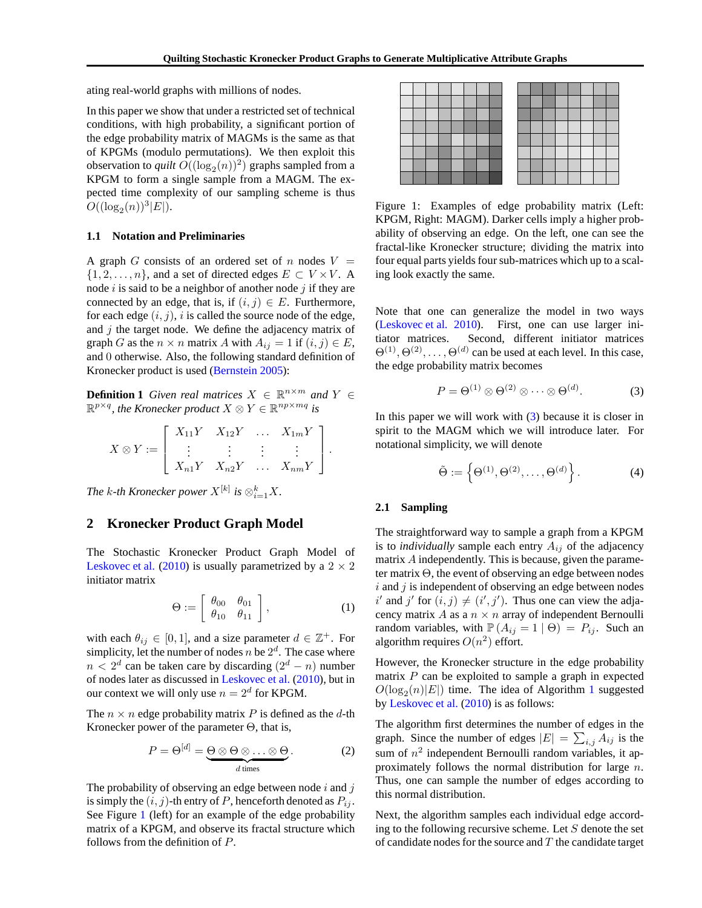ating real-world graphs with millions of nodes.

In this paper we show that under a restricted set of technical conditions, with high probability, a significant portion of the edge probability matrix of MAGMs is the same as that of KPGMs (modulo permutations). We then exploit this observation to *quilt* $O((\log_2(n))^2)$ graphs sampled from a KPGM to form a single sample from a MAGM. The expected time complexity of our sampling scheme is thus $O((\log_2(n))^3|E|)$.

### 1.1 Notation and Preliminaries

A graph $G$ consists of an ordered set of $n$ nodes $V = \{1, 2, \ldots, n\}$, and a set of directed edges $E \subset V \times V$. A node $i$ is said to be a neighbor of another node $j$ if they are connected by an edge, that is, if $(i, j) \in E$. Furthermore, for each edge $(i, j)$, $i$ is called the source node of the edge, and $j$ the target node. We define the adjacency matrix of graph $G$ as the $n \times n$ matrix $A$ with $A_{ij} = 1$ if $(i, j) \in E$, and $0$ otherwise. Also, the following standard definition of Kronecker product is used (Bernstein 2005):

**Definition 1** *Given real matrices $X \in \mathbb{R}^{n \times m}$ and $Y \in \mathbb{R}^{p \times q}$, the Kronecker product $X \otimes Y \in \mathbb{R}^{np \times mq}$ is*

$$X \otimes Y := \begin{bmatrix} X_{11}Y & X_{12}Y & \ldots & X_{1m}Y \\ \vdots & \vdots & \vdots & \vdots \\ X_{n1}Y & X_{n2}Y & \ldots & X_{nm}Y \end{bmatrix}.$$

*The $k$-th Kronecker power $X^{[k]}$ is $\otimes_{i=1}^{k} X$.*

## 2 Kronecker Product Graph Model

The Stochastic Kronecker Product Graph Model of Leskovec et al. (2010) is usually parametrized by a $2 \times 2$ initiator matrix

$$\Theta := \begin{bmatrix} \theta_{00} & \theta_{01} \\ \theta_{10} & \theta_{11} \end{bmatrix}, \tag{1}$$

with each $\theta_{ij} \in [0, 1]$, and a size parameter $d \in \mathbb{Z}^{+}$. For simplicity, let the number of nodes $n$ be $2^d$. The case where $n < 2^d$ can be taken care by discarding $(2^d - n)$ number of nodes later as discussed in Leskovec et al. (2010), but in our context we will only use $n = 2^d$ for KPGM.

The $n \times n$ edge probability matrix $P$ is defined as the $d$-th Kronecker power of the parameter $\Theta$, that is,

$$P = \Theta^{[d]} = \underbrace{\Theta \otimes \Theta \otimes \ldots \otimes \Theta}_{d \text{ times}}. \tag{2}$$

The probability of observing an edge between node $i$ and $j$ is simply the $(i, j)$-th entry of $P$, henceforth denoted as $P_{ij}$. See Figure 1 (left) for an example of the edge probability matrix of a KPGM, and observe its fractal structure which follows from the definition of $P$.

Figure 1: Examples of edge probability matrix (Left: KPGM, Right: MAGM). Darker cells imply a higher probability of observing an edge. On the left, one can see the fractal-like Kronecker structure; dividing the matrix into four equal parts yields four sub-matrices which up to a scaling look exactly the same.

Note that one can generalize the model in two ways (Leskovec et al. 2010). First, one can use larger initiator matrices. Second, different initiator matrices $\Theta^{(1)}, \Theta^{(2)}, \ldots, \Theta^{(d)}$ can be used at each level. In this case, the edge probability matrix becomes

$$P = \Theta^{(1)} \otimes \Theta^{(2)} \otimes \cdots \otimes \Theta^{(d)}. \tag{3}$$

In this paper we will work with (3) because it is closer in spirit to the MAGM which we will introduce later. For notational simplicity, we will denote

$$\tilde{\Theta} := \left\{ \Theta^{(1)}, \Theta^{(2)}, \ldots, \Theta^{(d)} \right\}. \tag{4}$$

### 2.1 Sampling

The straightforward way to sample a graph from a KPGM is to *individually* sample each entry $A_{ij}$ of the adjacency matrix $A$ independently. This is because, given the parameter matrix $\Theta$, the event of observing an edge between nodes $i$ and $j$ is independent of observing an edge between nodes $i'$ and $j'$ for $(i, j) \neq (i', j')$. Thus one can view the adjacency matrix $A$ as a $n \times n$ array of independent Bernoulli random variables, with $\mathbb{P}(A_{ij} = 1 \mid \Theta) = P_{ij}$. Such an algorithm requires $O(n^2)$ effort.

However, the Kronecker structure in the edge probability matrix $P$ can be exploited to sample a graph in expected $O(\log_2(n)|E|)$ time. The idea of Algorithm 1 suggested by Leskovec et al. (2010) is as follows:

The algorithm first determines the number of edges in the graph. Since the number of edges $|E| = \sum_{i,j} A_{ij}$ is the sum of $n^2$ independent Bernoulli random variables, it approximately follows the normal distribution for large $n$. Thus, one can sample the number of edges according to this normal distribution.

Next, the algorithm samples each individual edge according to the following recursive scheme. Let $S$ denote the set of candidate nodes for the source and $T$ the candidate target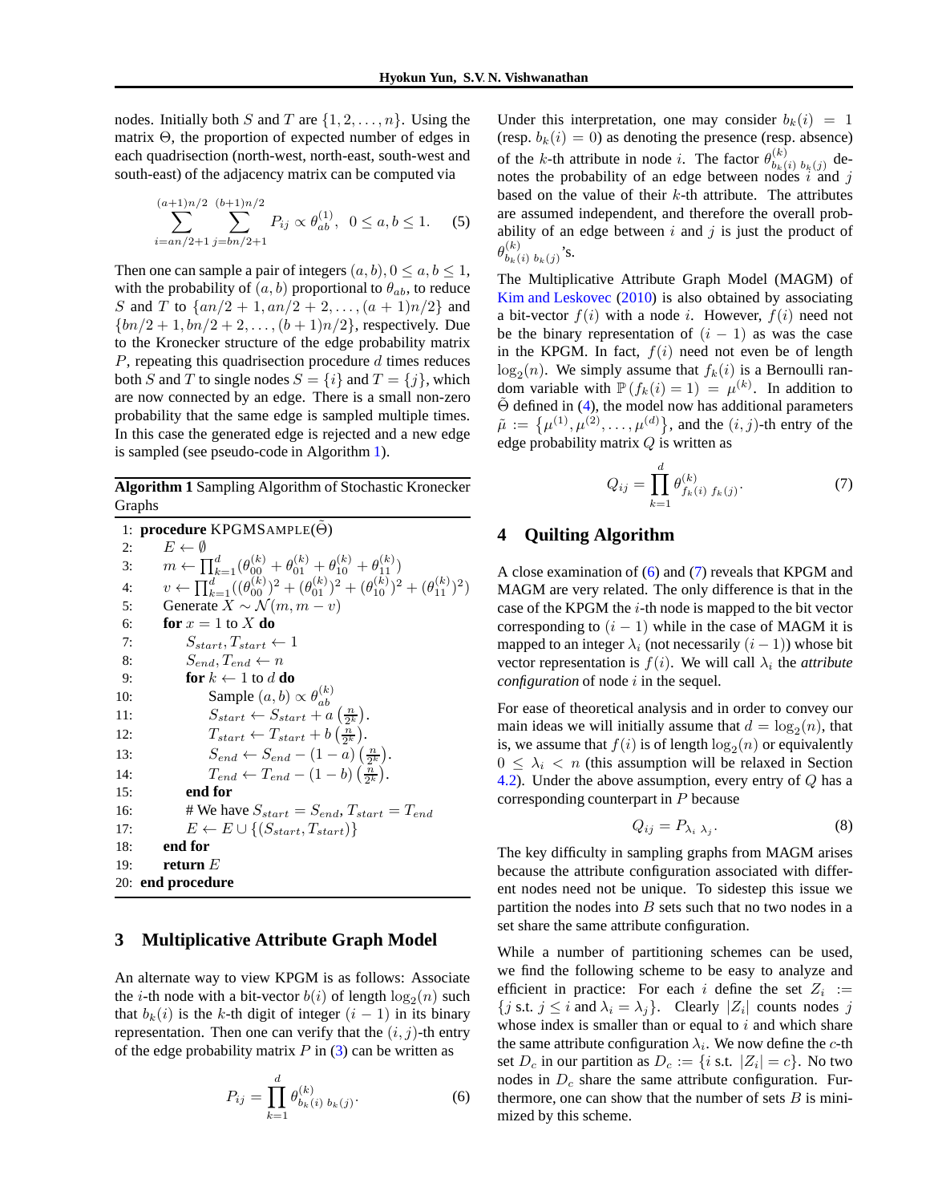nodes. Initially both $S$ and $T$ are $\{1, 2, \ldots, n\}$. Using the matrix $\Theta$, the proportion of expected number of edges in each quadrisection (north-west, north-east, south-west and south-east) of the adjacency matrix can be computed via

$$\sum_{i=an/2+1}^{(a+1)n/2} \sum_{j=bn/2+1}^{(b+1)n/2} P_{ij} \propto \theta_{ab}^{(1)}, \quad 0 \leq a, b \leq 1. \tag{5}$$

Then one can sample a pair of integers $(a, b), 0 \leq a, b \leq 1$, with the probability of $(a, b)$ proportional to $\theta_{ab}$, to reduce $S$ and $T$ to $\{an/2+1, an/2+2, \ldots, (a+1)n/2\}$ and $\{bn/2+1, bn/2+2, \ldots, (b+1)n/2\}$, respectively. Due to the Kronecker structure of the edge probability matrix $P$, repeating this quadrisection procedure $d$ times reduces both $S$ and $T$ to single nodes $S = \{i\}$ and $T = \{j\}$, which are now connected by an edge. There is a small non-zero probability that the same edge is sampled multiple times. In this case the generated edge is rejected and a new edge is sampled (see pseudo-code in Algorithm 1).

**Algorithm 1** Sampling Algorithm of Stochastic Kronecker Graphs

```
1:  procedure KPGMSAMPLE(Θ̃)
2:      E ← ∅
3:      m ← ∏_{k=1}^{d} (θ_00^(k) + θ_01^(k) + θ_10^(k) + θ_11^(k))
4:      v ← ∏_{k=1}^{d} ((θ_00^(k))^2 + (θ_01^(k))^2 + (θ_10^(k))^2 + (θ_11^(k))^2)
5:      Generate X ~ N(m, m − v)
6:      for x = 1 to X do
7:          S_start, T_start ← 1
8:          S_end, T_end ← n
9:          for k ← 1 to d do
10:             Sample (a, b) ∝ θ_ab^(k)
11:             S_start ← S_start + a (n / 2^k).
12:             T_start ← T_start + b (n / 2^k).
13:             S_end ← S_end − (1 − a) (n / 2^k).
14:             T_end ← T_end − (1 − b) (n / 2^k).
15:         end for
16:         # We have S_start = S_end, T_start = T_end
17:         E ← E ∪ {(S_start, T_start)}
18:     end for
19:     return E
20: end procedure
```

## 3 Multiplicative Attribute Graph Model

An alternate way to view KPGM is as follows: Associate the $i$-th node with a bit-vector $b(i)$ of length $\log_2(n)$ such that $b_k(i)$ is the $k$-th digit of integer $(i-1)$ in its binary representation. Then one can verify that the $(i, j)$-th entry of the edge probability matrix $P$ in (3) can be written as

$$P_{ij} = \prod_{k=1}^{d} \theta_{b_k(i)\ b_k(j)}^{(k)}. \tag{6}$$

Under this interpretation, one may consider $b_k(i) = 1$ (resp. $b_k(i) = 0$) as denoting the presence (resp. absence) of the $k$-th attribute in node $i$. The factor $\theta_{b_k(i)\ b_k(j)}^{(k)}$ denotes the probability of an edge between nodes $i$ and $j$ based on the value of their $k$-th attribute. The attributes are assumed independent, and therefore the overall probability of an edge between $i$ and $j$ is just the product of $\theta_{b_k(i)\ b_k(j)}^{(k)}$'s.

The Multiplicative Attribute Graph Model (MAGM) of Kim and Leskovec (2010) is also obtained by associating a bit-vector $f(i)$ with a node $i$. However, $f(i)$ need not be the binary representation of $(i-1)$ as was the case in the KPGM. In fact, $f(i)$ need not even be of length $\log_2(n)$. We simply assume that $f_k(i)$ is a Bernoulli random variable with $\mathbb{P}(f_k(i) = 1) = \mu^{(k)}$. In addition to $\tilde{\Theta}$ defined in (4), the model now has additional parameters $\tilde{\mu} := \{\mu^{(1)}, \mu^{(2)}, \ldots, \mu^{(d)}\}$, and the $(i, j)$-th entry of the edge probability matrix $Q$ is written as

$$Q_{ij} = \prod_{k=1}^{d} \theta_{f_k(i)\ f_k(j)}^{(k)}. \tag{7}$$

## 4 Quilting Algorithm

A close examination of (6) and (7) reveals that KPGM and MAGM are very related. The only difference is that in the case of the KPGM the $i$-th node is mapped to the bit vector corresponding to $(i-1)$ while in the case of MAGM it is mapped to an integer $\lambda_i$ (not necessarily $(i-1)$) whose bit vector representation is $f(i)$. We will call $\lambda_i$ the *attribute configuration* of node $i$ in the sequel.

For ease of theoretical analysis and in order to convey our main ideas we will initially assume that $d = \log_2(n)$, that is, we assume that $f(i)$ is of length $\log_2(n)$ or equivalently $0 \leq \lambda_i < n$ (this assumption will be relaxed in Section 4.2). Under the above assumption, every entry of $Q$ has a corresponding counterpart in $P$ because

$$Q_{ij} = P_{\lambda_i\ \lambda_j}. \tag{8}$$

The key difficulty in sampling graphs from MAGM arises because the attribute configuration associated with different nodes need not be unique. To sidestep this issue we partition the nodes into $B$ sets such that no two nodes in a set share the same attribute configuration.

While a number of partitioning schemes can be used, we find the following scheme to be easy to analyze and efficient in practice: For each $i$ define the set $Z_i := \{j \text{ s.t. } j \leq i \text{ and } \lambda_i = \lambda_j\}$. Clearly $|Z_i|$ counts nodes $j$ whose index is smaller than or equal to $i$ and which share the same attribute configuration $\lambda_i$. We now define the $c$-th set $D_c$ in our partition as $D_c := \{i \text{ s.t. } |Z_i| = c\}$. No two nodes in $D_c$ share the same attribute configuration. Furthermore, one can show that the number of sets $B$ is minimized by this scheme.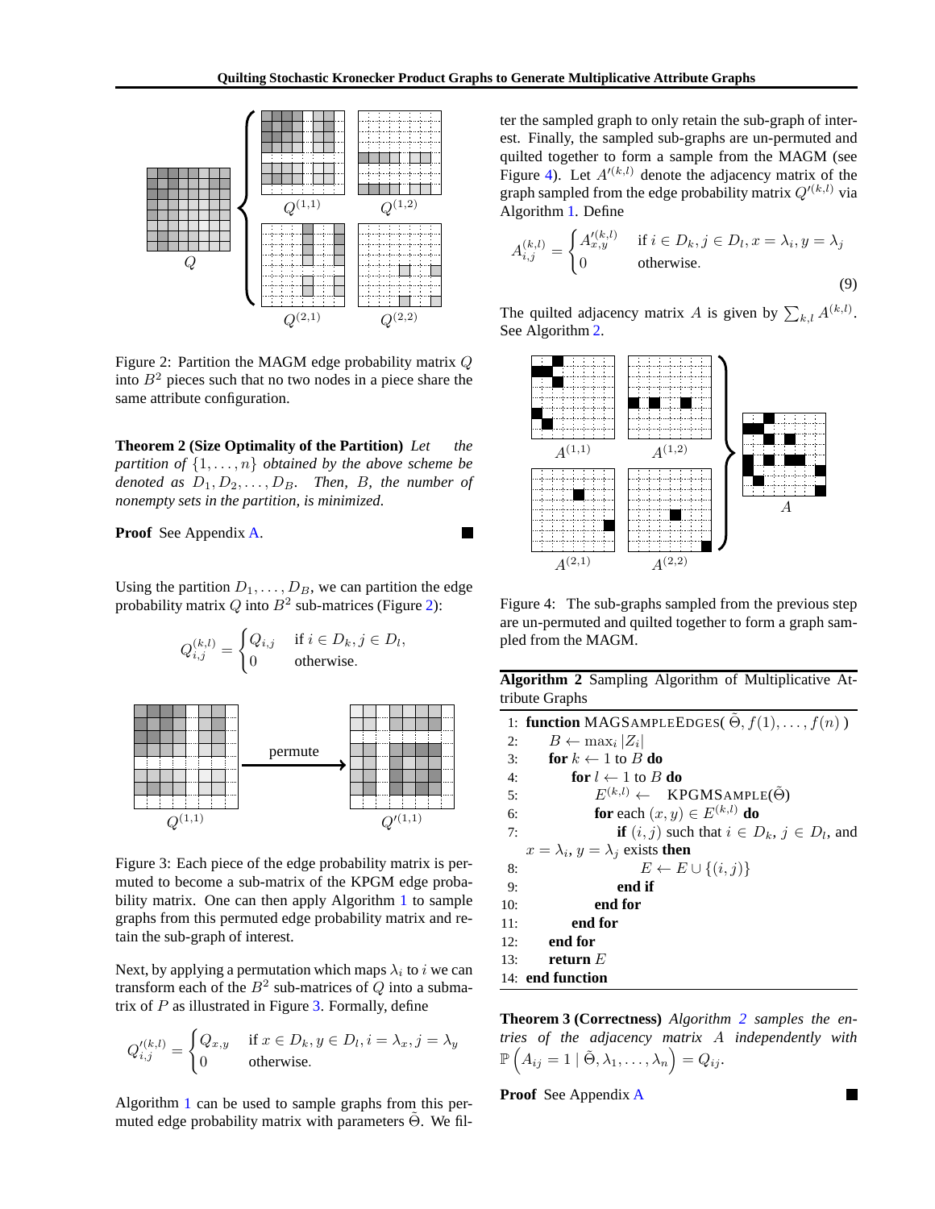Figure 2: Partition the MAGM edge probability matrix $Q$ into $B^2$ pieces such that no two nodes in a piece share the same attribute configuration.

**Theorem 2 (Size Optimality of the Partition)** *Let the partition of $\{1, \ldots, n\}$ obtained by the above scheme be denoted as $D_1, D_2, \ldots, D_B$. Then, $B$, the number of nonempty sets in the partition, is minimized.*

**Proof** See Appendix A. ■

Using the partition $D_1, \ldots, D_B$, we can partition the edge probability matrix $Q$ into $B^2$ sub-matrices (Figure 2):

$$Q_{i,j}^{(k,l)} = \begin{cases} Q_{i,j} & \text{if } i \in D_k, j \in D_l, \\ 0 & \text{otherwise.} \end{cases}$$

Figure 3: Each piece of the edge probability matrix is permuted to become a sub-matrix of the KPGM edge probability matrix. One can then apply Algorithm 1 to sample graphs from this permuted edge probability matrix and retain the sub-graph of interest.

Next, by applying a permutation which maps $\lambda_i$ to $i$ we can transform each of the $B^2$ sub-matrices of $Q$ into a submatrix of $P$ as illustrated in Figure 3. Formally, define

$$Q_{i,j}^{\prime(k,l)} = \begin{cases} Q_{x,y} & \text{if } x \in D_k, y \in D_l, i = \lambda_x, j = \lambda_y \\ 0 & \text{otherwise.} \end{cases}$$

Algorithm 1 can be used to sample graphs from this permuted edge probability matrix with parameters $\tilde{\Theta}$. We filter the sampled graph to only retain the sub-graph of interest. Finally, the sampled sub-graphs are un-permuted and quilted together to form a sample from the MAGM (see Figure 4). Let $A^{\prime(k,l)}$ denote the adjacency matrix of the graph sampled from the edge probability matrix $Q^{\prime(k,l)}$ via Algorithm 1. Define

$$A_{i,j}^{(k,l)} = \begin{cases} A_{x,y}^{\prime(k,l)} & \text{if } i \in D_k, j \in D_l, x = \lambda_i, y = \lambda_j \\ 0 & \text{otherwise.} \end{cases} \tag{9}$$

The quilted adjacency matrix $A$ is given by $\sum_{k,l} A^{(k,l)}$. See Algorithm 2.

Figure 4: The sub-graphs sampled from the previous step are un-permuted and quilted together to form a graph sampled from the MAGM.

**Algorithm 2** Sampling Algorithm of Multiplicative Attribute Graphs

```
 1: function MAGSAMPLEEDGES( Θ̃, f(1), ..., f(n) )
 2:     B ← max_i |Z_i|
 3:     for k ← 1 to B do
 4:         for l ← 1 to B do
 5:             E^(k,l) ← KPGMSAMPLE(Θ̃)
 6:             for each (x, y) ∈ E^(k,l) do
 7:                 if (i, j) such that i ∈ D_k, j ∈ D_l, and
                    x = λ_i, y = λ_j exists then
 8:                     E ← E ∪ {(i, j)}
 9:                 end if
10:             end for
11:         end for
12:     end for
13:     return E
14: end function
```

**Theorem 3 (Correctness)** *Algorithm 2 samples the entries of the adjacency matrix $A$ independently with $\mathbb{P}\left(A_{ij} = 1 \mid \tilde{\Theta}, \lambda_1, \ldots, \lambda_n\right) = Q_{ij}$.*

**Proof** See Appendix A. ■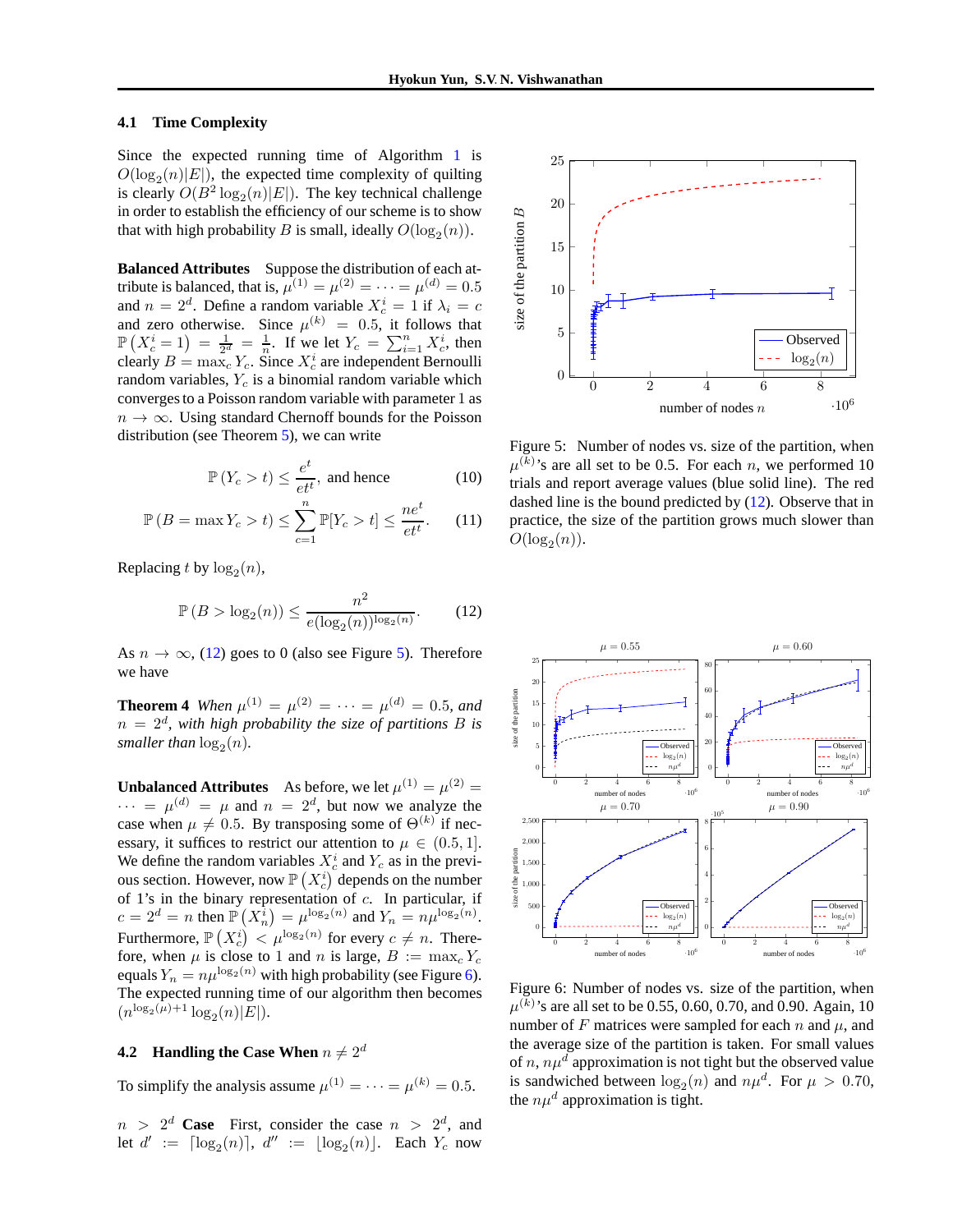### 4.1 Time Complexity

Since the expected running time of Algorithm 1 is $O(\log_2(n)|E|)$, the expected time complexity of quilting is clearly $O(B^2 \log_2(n)|E|)$. The key technical challenge in order to establish the efficiency of our scheme is to show that with high probability $B$ is small, ideally $O(\log_2(n))$.

**Balanced Attributes** Suppose the distribution of each attribute is balanced, that is, $\mu^{(1)} = \mu^{(2)} = \cdots = \mu^{(d)} = 0.5$ and $n = 2^d$. Define a random variable $X_c^i = 1$ if $\lambda_i = c$ and zero otherwise. Since $\mu^{(k)} = 0.5$, it follows that $\mathbb{P}\left(X_c^i = 1\right) = \frac{1}{2^d} = \frac{1}{n}$. If we let $Y_c = \sum_{i=1}^n X_c^i$, then clearly $B = \max_c Y_c$. Since $X_c^i$ are independent Bernoulli random variables, $Y_c$ is a binomial random variable which converges to a Poisson random variable with parameter 1 as $n \to \infty$. Using standard Chernoff bounds for the Poisson distribution (see Theorem 5), we can write

$$\mathbb{P}\left(Y_c > t\right) \leq \frac{e^t}{et^t}, \text{ and hence} \tag{10}$$

$$\mathbb{P}\left(B = \max Y_c > t\right) \leq \sum_{c=1}^{n} \mathbb{P}[Y_c > t] \leq \frac{ne^t}{et^t}. \tag{11}$$

Replacing $t$ by $\log_2(n)$,

$$\mathbb{P}\left(B > \log_2(n)\right) \leq \frac{n^2}{e(\log_2(n))^{\log_2(n)}}. \tag{12}$$

As $n \to \infty$, (12) goes to 0 (also see Figure 5). Therefore we have

**Theorem 4** *When $\mu^{(1)} = \mu^{(2)} = \cdots = \mu^{(d)} = 0.5$, and $n = 2^d$, with high probability the size of partitions $B$ is smaller than $\log_2(n)$.*

**Unbalanced Attributes** As before, we let $\mu^{(1)} = \mu^{(2)} = \cdots = \mu^{(d)} = \mu$ and $n = 2^d$, but now we analyze the case when $\mu \neq 0.5$. By transposing some of $\Theta^{(k)}$ if necessary, it suffices to restrict our attention to $\mu \in (0.5, 1]$. We define the random variables $X_c^i$ and $Y_c$ as in the previous section. However, now $\mathbb{P}\left(X_c^i\right)$ depends on the number of 1's in the binary representation of $c$. In particular, if $c = 2^d = n$ then $\mathbb{P}\left(X_n^i\right) = \mu^{\log_2(n)}$ and $Y_n = n\mu^{\log_2(n)}$. Furthermore, $\mathbb{P}\left(X_c^i\right) < \mu^{\log_2(n)}$ for every $c \neq n$. Therefore, when $\mu$ is close to 1 and $n$ is large, $B := \max_c Y_c$ equals $Y_n = n\mu^{\log_2(n)}$ with high probability (see Figure 6). The expected running time of our algorithm then becomes $(n^{\log_2(\mu)+1} \log_2(n)|E|)$.

### 4.2 Handling the Case When $n \neq 2^d$

To simplify the analysis assume $\mu^{(1)} = \cdots = \mu^{(k)} = 0.5$.

**$n > 2^d$ Case** First, consider the case $n > 2^d$, and let $d' := \lceil \log_2(n) \rceil$, $d'' := \lfloor \log_2(n) \rfloor$. Each $Y_c$ now

Figure 5: Number of nodes vs. size of the partition, when $\mu^{(k)}$'s are all set to be 0.5. For each $n$, we performed 10 trials and report average values (blue solid line). The red dashed line is the bound predicted by (12). Observe that in practice, the size of the partition grows much slower than $O(\log_2(n))$.

Figure 6: Number of nodes vs. size of the partition, when $\mu^{(k)}$'s are all set to be 0.55, 0.60, 0.70, and 0.90. Again, 10 number of $F$ matrices were sampled for each $n$ and $\mu$, and the average size of the partition is taken. For small values of $n$, $n\mu^d$ approximation is not tight but the observed value is sandwiched between $\log_2(n)$ and $n\mu^d$. For $\mu > 0.70$, the $n\mu^d$ approximation is tight.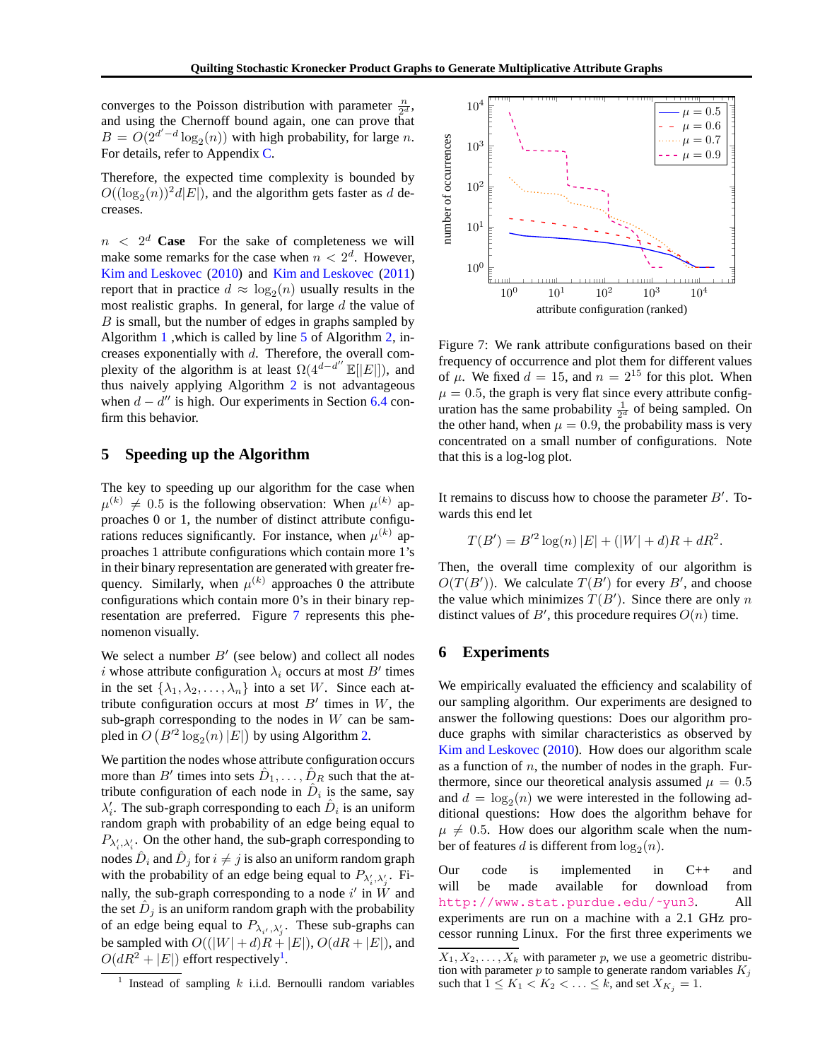converges to the Poisson distribution with parameter $\frac{n}{2^d}$, and using the Chernoff bound again, one can prove that $B = O(2^{d'-d}\log_2(n))$ with high probability, for large $n$. For details, refer to Appendix C.

Therefore, the expected time complexity is bounded by $O((\log_2(n))^2 d|E|)$, and the algorithm gets faster as $d$ decreases.

**$n < 2^d$ Case** For the sake of completeness we will make some remarks for the case when $n < 2^d$. However, Kim and Leskovec (2010) and Kim and Leskovec (2011) report that in practice $d \approx \log_2(n)$ usually results in the most realistic graphs. In general, for large $d$ the value of $B$ is small, but the number of edges in graphs sampled by Algorithm 1 ,which is called by line 5 of Algorithm 2, increases exponentially with $d$. Therefore, the overall complexity of the algorithm is at least $\Omega(4^{d-d''}\mathbb{E}[|E|])$, and thus naively applying Algorithm 2 is not advantageous when $d - d''$ is high. Our experiments in Section 6.4 confirm this behavior.

## 5 Speeding up the Algorithm

The key to speeding up our algorithm for the case when $\mu^{(k)} \neq 0.5$ is the following observation: When $\mu^{(k)}$ approaches 0 or 1, the number of distinct attribute configurations reduces significantly. For instance, when $\mu^{(k)}$ approaches 1 attribute configurations which contain more 1's in their binary representation are generated with greater frequency. Similarly, when $\mu^{(k)}$ approaches 0 the attribute configurations which contain more 0's in their binary representation are preferred. Figure 7 represents this phenomenon visually.

We select a number $B'$ (see below) and collect all nodes $i$ whose attribute configuration $\lambda_i$ occurs at most $B'$ times in the set $\{\lambda_1, \lambda_2, \ldots, \lambda_n\}$ into a set $W$. Since each attribute configuration occurs at most $B'$ times in $W$, the sub-graph corresponding to the nodes in $W$ can be sampled in $O\left(B'^2 \log_2(n)\,|E|\right)$ by using Algorithm 2.

We partition the nodes whose attribute configuration occurs more than $B'$ times into sets $\hat{D}_1, \ldots, \hat{D}_R$ such that the attribute configuration of each node in $\hat{D}_i$ is the same, say $\lambda'_i$. The sub-graph corresponding to each $\hat{D}_i$ is an uniform random graph with probability of an edge being equal to $P_{\lambda'_i,\lambda'_i}$. On the other hand, the sub-graph corresponding to nodes $\hat{D}_i$ and $\hat{D}_j$ for $i \neq j$ is also an uniform random graph with the probability of an edge being equal to $P_{\lambda'_i,\lambda'_j}$. Finally, the sub-graph corresponding to a node $i'$ in $W$ and the set $\hat{D}_j$ is an uniform random graph with the probability of an edge being equal to $P_{\lambda_{i'},\lambda'_j}$. These sub-graphs can be sampled with $O((|W| + d)R + |E|)$, $O(dR + |E|)$, and $O(dR^2 + |E|)$ effort respectively[1].

[1] Instead of sampling $k$ i.i.d. Bernoulli random variables $X_1, X_2, \ldots, X_k$ with parameter $p$, we use a geometric distribution with parameter $p$ to sample to generate random variables $K_j$ such that $1 \leq K_1 < K_2 < \ldots \leq k$, and set $X_{K_j} = 1$.

Figure 7: We rank attribute configurations based on their frequency of occurrence and plot them for different values of $\mu$. We fixed $d = 15$, and $n = 2^{15}$ for this plot. When $\mu = 0.5$, the graph is very flat since every attribute configuration has the same probability $\frac{1}{2^d}$ of being sampled. On the other hand, when $\mu = 0.9$, the probability mass is very concentrated on a small number of configurations. Note that this is a log-log plot.

It remains to discuss how to choose the parameter $B'$. Towards this end let

$$T(B') = B'^2 \log(n)\,|E| + (|W| + d)R + dR^2.$$

Then, the overall time complexity of our algorithm is $O(T(B'))$. We calculate $T(B')$ for every $B'$, and choose the value which minimizes $T(B')$. Since there are only $n$ distinct values of $B'$, this procedure requires $O(n)$ time.

## 6 Experiments

We empirically evaluated the efficiency and scalability of our sampling algorithm. Our experiments are designed to answer the following questions: Does our algorithm produce graphs with similar characteristics as observed by Kim and Leskovec (2010). How does our algorithm scale as a function of $n$, the number of nodes in the graph. Furthermore, since our theoretical analysis assumed $\mu = 0.5$ and $d = \log_2(n)$ we were interested in the following additional questions: How does the algorithm behave for $\mu \neq 0.5$. How does our algorithm scale when the number of features $d$ is different from $\log_2(n)$.

Our code is implemented in C++ and will be made available for download from http://www.stat.purdue.edu/~yun3. All experiments are run on a machine with a 2.1 GHz processor running Linux. For the first three experiments we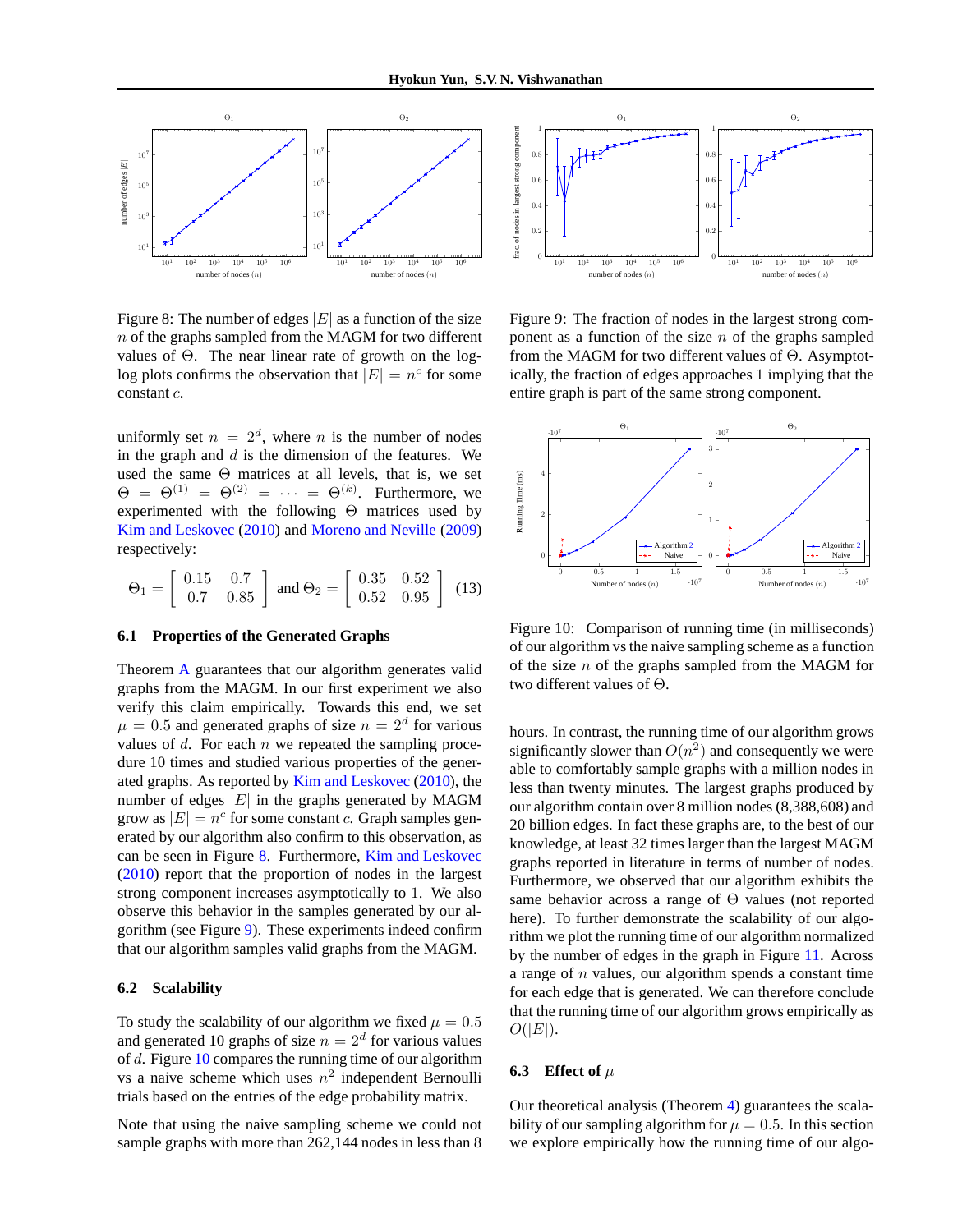Figure 8: The number of edges $|E|$ as a function of the size $n$ of the graphs sampled from the MAGM for two different values of $\Theta$. The near linear rate of growth on the log-log plots confirms the observation that $|E| = n^c$ for some constant $c$.

Figure 9: The fraction of nodes in the largest strong component as a function of the size $n$ of the graphs sampled from the MAGM for two different values of $\Theta$. Asymptotically, the fraction of edges approaches 1 implying that the entire graph is part of the same strong component.

uniformly set $n = 2^d$, where $n$ is the number of nodes in the graph and $d$ is the dimension of the features. We used the same $\Theta$ matrices at all levels, that is, we set $\Theta = \Theta^{(1)} = \Theta^{(2)} = \cdots = \Theta^{(k)}$. Furthermore, we experimented with the following $\Theta$ matrices used by Kim and Leskovec (2010) and Moreno and Neville (2009) respectively:

$$\Theta_1 = \begin{bmatrix} 0.15 & 0.7 \\ 0.7 & 0.85 \end{bmatrix} \text{ and } \Theta_2 = \begin{bmatrix} 0.35 & 0.52 \\ 0.52 & 0.95 \end{bmatrix} \quad (13)$$

### 6.1 Properties of the Generated Graphs

Theorem A guarantees that our algorithm generates valid graphs from the MAGM. In our first experiment we also verify this claim empirically. Towards this end, we set $\mu = 0.5$ and generated graphs of size $n = 2^d$ for various values of $d$. For each $n$ we repeated the sampling procedure 10 times and studied various properties of the generated graphs. As reported by Kim and Leskovec (2010), the number of edges $|E|$ in the graphs generated by MAGM grow as $|E| = n^c$ for some constant $c$. Graph samples generated by our algorithm also confirm to this observation, as can be seen in Figure 8. Furthermore, Kim and Leskovec (2010) report that the proportion of nodes in the largest strong component increases asymptotically to 1. We also observe this behavior in the samples generated by our algorithm (see Figure 9). These experiments indeed confirm that our algorithm samples valid graphs from the MAGM.

### 6.2 Scalability

To study the scalability of our algorithm we fixed $\mu = 0.5$ and generated 10 graphs of size $n = 2^d$ for various values of $d$. Figure 10 compares the running time of our algorithm vs a naive scheme which uses $n^2$ independent Bernoulli trials based on the entries of the edge probability matrix.

Note that using the naive sampling scheme we could not sample graphs with more than 262,144 nodes in less than 8 hours. In contrast, the running time of our algorithm grows significantly slower than $O(n^2)$ and consequently we were able to comfortably sample graphs with a million nodes in less than twenty minutes. The largest graphs produced by our algorithm contain over 8 million nodes (8,388,608) and 20 billion edges. In fact these graphs are, to the best of our knowledge, at least 32 times larger than the largest MAGM graphs reported in literature in terms of number of nodes. Furthermore, we observed that our algorithm exhibits the same behavior across a range of $\Theta$ values (not reported here). To further demonstrate the scalability of our algorithm we plot the running time of our algorithm normalized by the number of edges in the graph in Figure 11. Across a range of $n$ values, our algorithm spends a constant time for each edge that is generated. We can therefore conclude that the running time of our algorithm grows empirically as $O(|E|)$.

Figure 10: Comparison of running time (in milliseconds) of our algorithm vs the naive sampling scheme as a function of the size $n$ of the graphs sampled from the MAGM for two different values of $\Theta$.

### 6.3 Effect of $\mu$

Our theoretical analysis (Theorem 4) guarantees the scalability of our sampling algorithm for $\mu = 0.5$. In this section we explore empirically how the running time of our algo-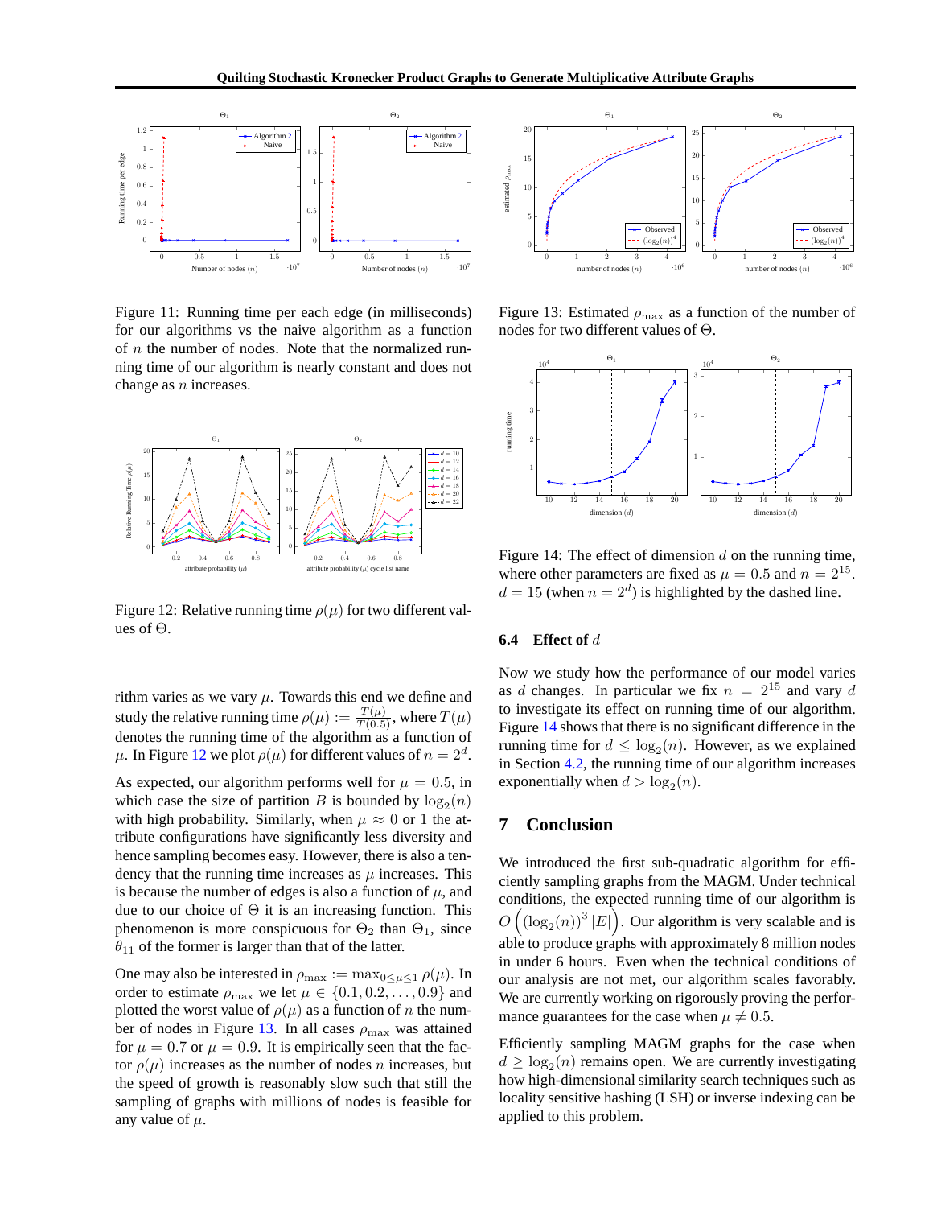Figure 11: Running time per each edge (in milliseconds) for our algorithms vs the naive algorithm as a function of $n$ the number of nodes. Note that the normalized running time of our algorithm is nearly constant and does not change as $n$ increases.

Figure 12: Relative running time $\rho(\mu)$ for two different values of $\Theta$.

rithm varies as we vary $\mu$. Towards this end we define and study the relative running time $\rho(\mu) := \frac{T(\mu)}{T(0.5)}$, where $T(\mu)$ denotes the running time of the algorithm as a function of $\mu$. In Figure 12 we plot $\rho(\mu)$ for different values of $n = 2^d$.

As expected, our algorithm performs well for $\mu = 0.5$, in which case the size of partition $B$ is bounded by $\log_2(n)$ with high probability. Similarly, when $\mu \approx 0$ or 1 the attribute configurations have significantly less diversity and hence sampling becomes easy. However, there is also a tendency that the running time increases as $\mu$ increases. This is because the number of edges is also a function of $\mu$, and due to our choice of $\Theta$ it is an increasing function. This phenomenon is more conspicuous for $\Theta_2$ than $\Theta_1$, since $\theta_{11}$ of the former is larger than that of the latter.

One may also be interested in $\rho_{\max} := \max_{0 \leq \mu \leq 1} \rho(\mu)$. In order to estimate $\rho_{\max}$ we let $\mu \in \{0.1, 0.2, \ldots, 0.9\}$ and plotted the worst value of $\rho(\mu)$ as a function of $n$ the number of nodes in Figure 13. In all cases $\rho_{\max}$ was attained for $\mu = 0.7$ or $\mu = 0.9$. It is empirically seen that the factor $\rho(\mu)$ increases as the number of nodes $n$ increases, but the speed of growth is reasonably slow such that still the sampling of graphs with millions of nodes is feasible for any value of $\mu$.

Figure 13: Estimated $\rho_{\max}$ as a function of the number of nodes for two different values of $\Theta$.

Figure 14: The effect of dimension $d$ on the running time, where other parameters are fixed as $\mu = 0.5$ and $n = 2^{15}$. $d = 15$ (when $n = 2^d$) is highlighted by the dashed line.

### 6.4 Effect of $d$

Now we study how the performance of our model varies as $d$ changes. In particular we fix $n = 2^{15}$ and vary $d$ to investigate its effect on running time of our algorithm. Figure 14 shows that there is no significant difference in the running time for $d \leq \log_2(n)$. However, as we explained in Section 4.2, the running time of our algorithm increases exponentially when $d > \log_2(n)$.

## 7 Conclusion

We introduced the first sub-quadratic algorithm for efficiently sampling graphs from the MAGM. Under technical conditions, the expected running time of our algorithm is $O\left((\log_2(n))^3 |E|\right)$. Our algorithm is very scalable and is able to produce graphs with approximately 8 million nodes in under 6 hours. Even when the technical conditions of our analysis are not met, our algorithm scales favorably. We are currently working on rigorously proving the performance guarantees for the case when $\mu \neq 0.5$.

Efficiently sampling MAGM graphs for the case when $d \geq \log_2(n)$ remains open. We are currently investigating how high-dimensional similarity search techniques such as locality sensitive hashing (LSH) or inverse indexing can be applied to this problem.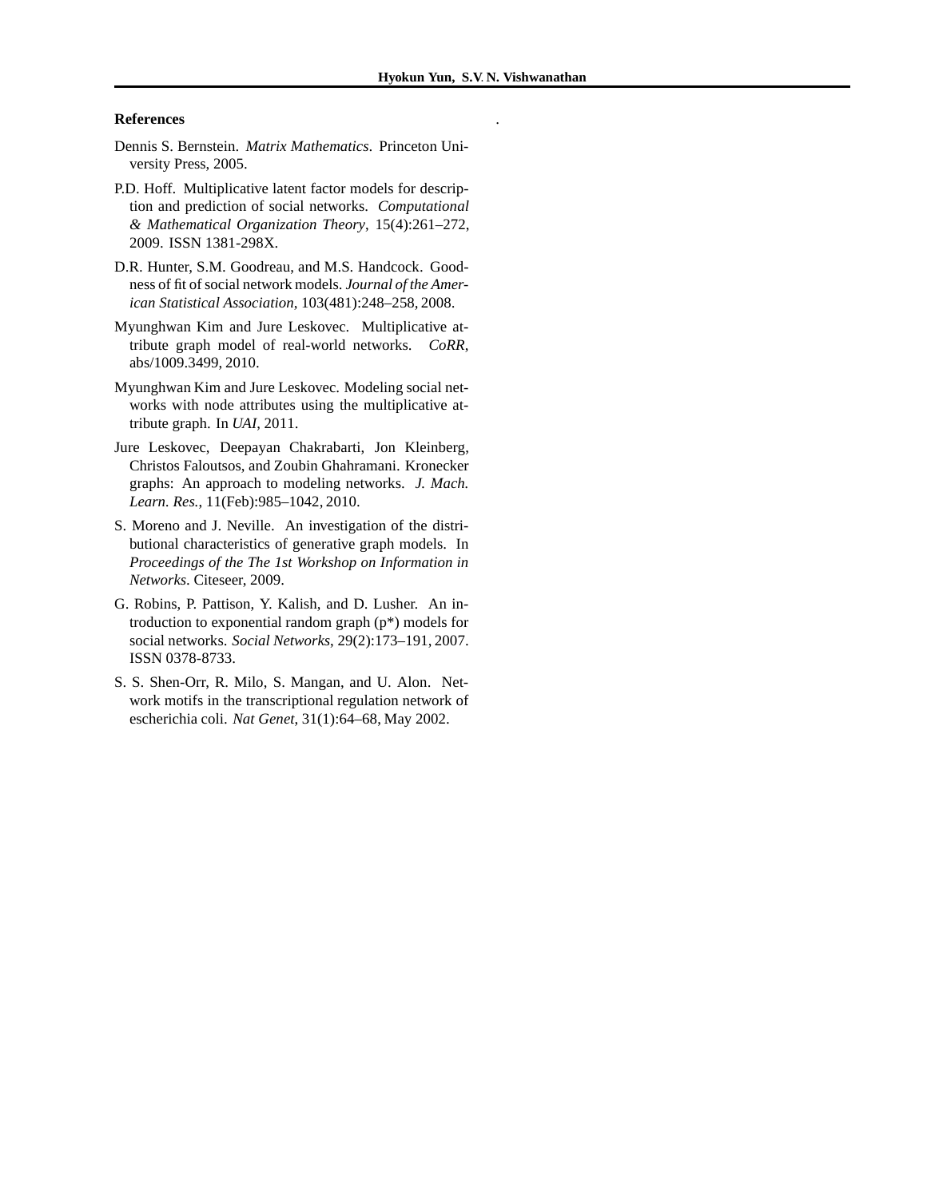## References

Dennis S. Bernstein. *Matrix Mathematics*. Princeton University Press, 2005.

P.D. Hoff. Multiplicative latent factor models for description and prediction of social networks. *Computational & Mathematical Organization Theory*, 15(4):261–272, 2009. ISSN 1381-298X.

D.R. Hunter, S.M. Goodreau, and M.S. Handcock. Goodness of fit of social network models. *Journal of the American Statistical Association*, 103(481):248–258, 2008.

Myunghwan Kim and Jure Leskovec. Multiplicative attribute graph model of real-world networks. *CoRR*, abs/1009.3499, 2010.

Myunghwan Kim and Jure Leskovec. Modeling social networks with node attributes using the multiplicative attribute graph. In *UAI*, 2011.

Jure Leskovec, Deepayan Chakrabarti, Jon Kleinberg, Christos Faloutsos, and Zoubin Ghahramani. Kronecker graphs: An approach to modeling networks. *J. Mach. Learn. Res.*, 11(Feb):985–1042, 2010.

S. Moreno and J. Neville. An investigation of the distributional characteristics of generative graph models. In *Proceedings of the The 1st Workshop on Information in Networks*. Citeseer, 2009.

G. Robins, P. Pattison, Y. Kalish, and D. Lusher. An introduction to exponential random graph (p*) models for social networks. *Social Networks*, 29(2):173–191, 2007. ISSN 0378-8733.

S. S. Shen-Orr, R. Milo, S. Mangan, and U. Alon. Network motifs in the transcriptional regulation network of escherichia coli. *Nat Genet*, 31(1):64–68, May 2002.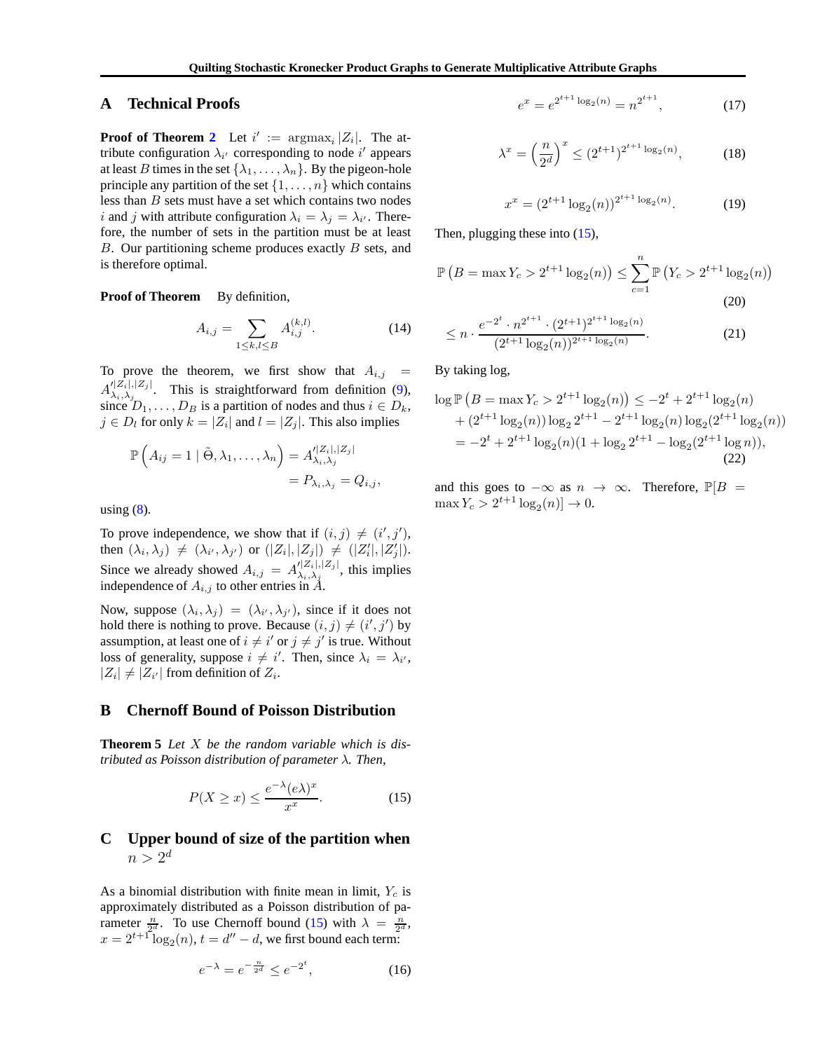## A Technical Proofs

**Proof of Theorem 2** Let $i' := \text{argmax}_i |Z_i|$. The attribute configuration $\lambda_{i'}$ corresponding to node $i'$ appears at least $B$ times in the set $\{\lambda_1, \ldots, \lambda_n\}$. By the pigeon-hole principle any partition of the set $\{1, \ldots, n\}$ which contains less than $B$ sets must have a set which contains two nodes $i$ and $j$ with attribute configuration $\lambda_i = \lambda_j = \lambda_{i'}$. Therefore, the number of sets in the partition must be at least $B$. Our partitioning scheme produces exactly $B$ sets, and is therefore optimal.

**Proof of Theorem** By definition,

$$A_{i,j} = \sum_{1 \le k,l \le B} A_{i,j}^{(k,l)}. \tag{14}$$

To prove the theorem, we first show that $A_{i,j} = A'^{|Z_i|,|Z_j|}_{\lambda_i,\lambda_j}$. This is straightforward from definition (9), since $D_1, \ldots, D_B$ is a partition of nodes and thus $i \in D_k$, $j \in D_l$ for only $k = |Z_i|$ and $l = |Z_j|$. This also implies

$$\begin{aligned}\mathbb{P}\left(A_{ij} = 1 \mid \tilde{\Theta}, \lambda_1, \ldots, \lambda_n\right) &= A'^{|Z_i|,|Z_j|}_{\lambda_i,\lambda_j} \\ &= P_{\lambda_i,\lambda_j} = Q_{i,j},\end{aligned}$$

using (8).

To prove independence, we show that if $(i, j) \neq (i', j')$, then $(\lambda_i, \lambda_j) \neq (\lambda_{i'}, \lambda_{j'})$ or $(|Z_i|, |Z_j|) \neq (|Z'_i|, |Z'_j|)$. Since we already showed $A_{i,j} = A'^{|Z_i|,|Z_j|}_{\lambda_i,\lambda_j}$, this implies independence of $A_{i,j}$ to other entries in $A$.

Now, suppose $(\lambda_i, \lambda_j) = (\lambda_{i'}, \lambda_{j'})$, since if it does not hold there is nothing to prove. Because $(i, j) \neq (i', j')$ by assumption, at least one of $i \neq i'$ or $j \neq j'$ is true. Without loss of generality, suppose $i \neq i'$. Then, since $\lambda_i = \lambda_{i'}$, $|Z_i| \neq |Z_{i'}|$ from definition of $Z_i$.

## B Chernoff Bound of Poisson Distribution

**Theorem 5** *Let $X$ be the random variable which is distributed as Poisson distribution of parameter $\lambda$. Then,*

$$P(X \ge x) \le \frac{e^{-\lambda}(e\lambda)^x}{x^x}. \tag{15}$$

## C Upper bound of size of the partition when $n > 2^d$

As a binomial distribution with finite mean in limit, $Y_c$ is approximately distributed as a Poisson distribution of parameter $\frac{n}{2^d}$. To use Chernoff bound (15) with $\lambda = \frac{n}{2^d}$, $x = 2^{t+1}\log_2(n)$, $t = d'' - d$, we first bound each term:

$$e^{-\lambda} = e^{-\frac{n}{2^d}} \le e^{-2^t}, \tag{16}$$

$$e^x = e^{2^{t+1}\log_2(n)} = n^{2^{t+1}}, \tag{17}$$

$$\lambda^x = \left(\frac{n}{2^d}\right)^x \le (2^{t+1})^{2^{t+1}\log_2(n)}, \tag{18}$$

$$x^x = (2^{t+1}\log_2(n))^{2^{t+1}\log_2(n)}. \tag{19}$$

Then, plugging these into (15),

$$\mathbb{P}\left(B = \max Y_c > 2^{t+1}\log_2(n)\right) \le \sum_{c=1}^{n} \mathbb{P}\left(Y_c > 2^{t+1}\log_2(n)\right) \tag{20}$$

$$\le n \cdot \frac{e^{-2^t} \cdot n^{2^{t+1}} \cdot (2^{t+1})^{2^{t+1}\log_2(n)}}{(2^{t+1}\log_2(n))^{2^{t+1}\log_2(n)}}. \tag{21}$$

By taking log,

$$\begin{aligned}\log \mathbb{P}\left(B = \max Y_c > 2^{t+1}\log_2(n)\right) &\le -2^t + 2^{t+1}\log_2(n) \\ &+ (2^{t+1}\log_2(n))\log_2 2^{t+1} - 2^{t+1}\log_2(n)\log_2(2^{t+1}\log_2(n)) \\ &= -2^t + 2^{t+1}\log_2(n)(1 + \log_2 2^{t+1} - \log_2(2^{t+1}\log n)),\end{aligned} \tag{22}$$

and this goes to $-\infty$ as $n \to \infty$. Therefore, $\mathbb{P}[B = \max Y_c > 2^{t+1}\log_2(n)] \to 0$.